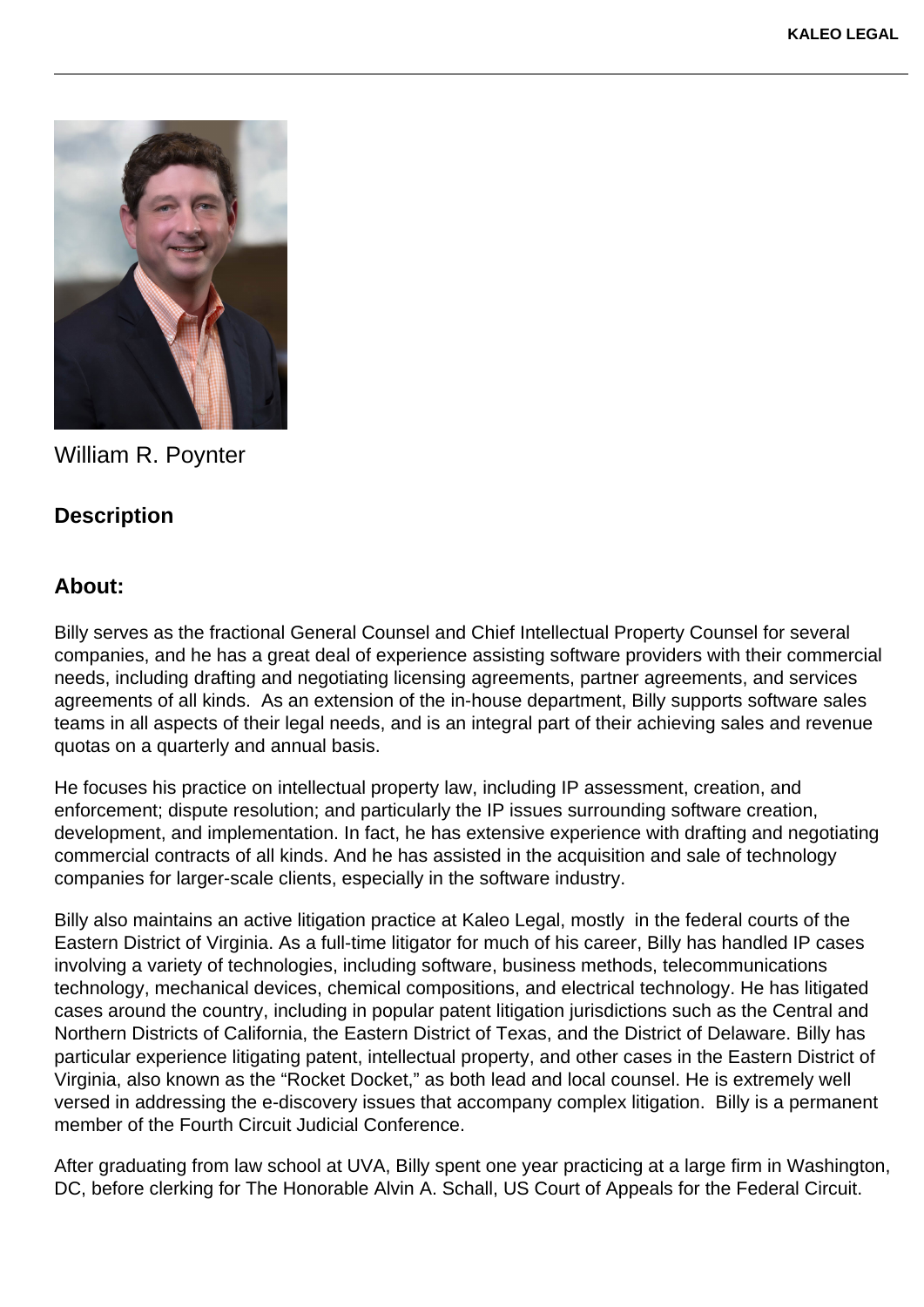William R. Poynter

## Description

## About:

Billy serves as the fractional General Counsel and Chief Intellectual Property Counsel for several companies, and he has a great deal of experience assisting software providers with their commercial needs, including drafting and negotiating licensing agreements, partner agreements, and services agreements of all kinds. As an extension of the in-house department, Billy supports software sales teams in all aspects of their legal needs, and is an integral part of their achieving sales and revenue quotas on a quarterly and annual basis.

He focuses his practice on intellectual property law, including IP assessment, creation, and enforcement; dispute resolution; and particularly the IP issues surrounding software creation, development, and implementation. In fact, he has extensive experience with drafting and negotiating commercial contracts of all kinds. And he has assisted in the acquisition and sale of technology companies for larger-scale clients, especially in the software industry.

Billy also maintains an active litigation practice at Kaleo Legal, mostly in the federal courts of the Eastern District of Virginia. As a full-time litigator for much of his career, Billy has handled IP cases involving a variety of technologies, including software, business methods, telecommunications technology, mechanical devices, chemical compositions, and electrical technology. He has litigated cases around the country, including in popular patent litigation jurisdictions such as the Central and Northern Districts of California, the Eastern District of Texas, and the District of Delaware. Billy has particular experience litigating patent, intellectual property, and other cases in the Eastern District of Virginia, also known as the “Rocket Docket,” as both lead and local counsel. He is extremely well versed in addressing the e-discovery issues that accompany complex litigation. Billy is a permanent member of the Fourth Circuit Judicial Conference.

After graduating from law school at UVA, Billy spent one year practicing at a large firm in Washington, DC, before clerking for The Honorable Alvin A. Schall, US Court of Appeals for the Federal Circuit.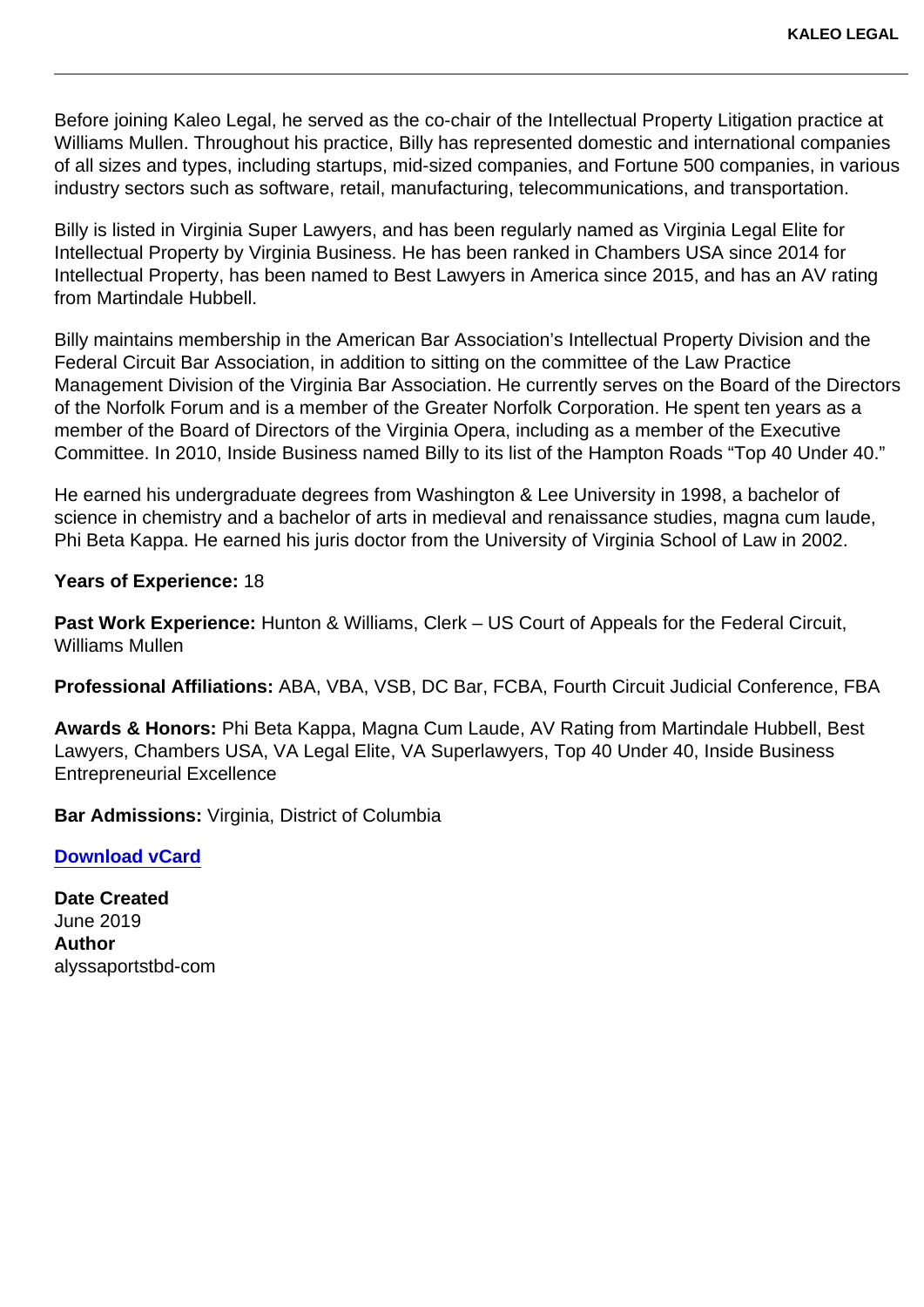Before joining Kaleo Legal, he served as the co-chair of the Intellectual Property Litigation practice at Williams Mullen. Throughout his practice, Billy has represented domestic and international companies of all sizes and types, including startups, mid-sized companies, and Fortune 500 companies, in various industry sectors such as software, retail, manufacturing, telecommunications, and transportation.

Billy is listed in Virginia Super Lawyers, and has been regularly named as Virginia Legal Elite for Intellectual Property by Virginia Business. He has been ranked in Chambers USA since 2014 for Intellectual Property, has been named to Best Lawyers in America since 2015, and has an AV rating from Martindale Hubbell.

Billy maintains membership in the American Bar Association's Intellectual Property Division and the Federal Circuit Bar Association, in addition to sitting on the committee of the Law Practice Management Division of the Virginia Bar Association. He currently serves on the Board of the Directors of the Norfolk Forum and is a member of the Greater Norfolk Corporation. He spent ten years as a member of the Board of Directors of the Virginia Opera, including as a member of the Executive Committee. In 2010, Inside Business named Billy to its list of the Hampton Roads "Top 40 Under 40."

He earned his undergraduate degrees from Washington & Lee University in 1998, a bachelor of science in chemistry and a bachelor of arts in medieval and renaissance studies, magna cum laude, Phi Beta Kappa. He earned his juris doctor from the University of Virginia School of Law in 2002.

**Years of Experience:** 18

**Past Work Experience:** Hunton & Williams, Clerk – US Court of Appeals for the Federal Circuit, Williams Mullen

**Professional Affiliations:** ABA, VBA, VSB, DC Bar, FCBA, Fourth Circuit Judicial Conference, FBA

**Awards & Honors:** Phi Beta Kappa, Magna Cum Laude, AV Rating from Martindale Hubbell, Best Lawyers, Chambers USA, VA Legal Elite, VA Superlawyers, Top 40 Under 40, Inside Business Entrepreneurial Excellence

**Bar Admissions:** Virginia, District of Columbia

**Download vCard**

**Date Created**
June 2019
**Author**
alyssaportstbd-com